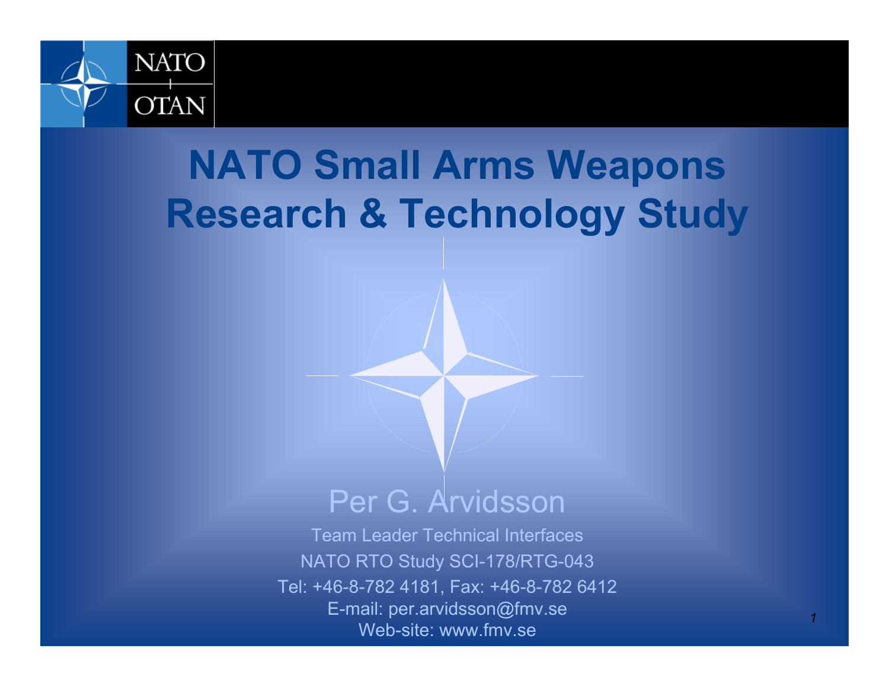# NATO Small Arms Weapons Research & Technology Study

Per G. Arvidsson

Team Leader Technical Interfaces

NATO RTO Study SCI-178/RTG-043

Tel: +46-8-782 4181, Fax: +46-8-782 6412

E-mail: per.arvidsson@fmv.se

Web-site: www.fmv.se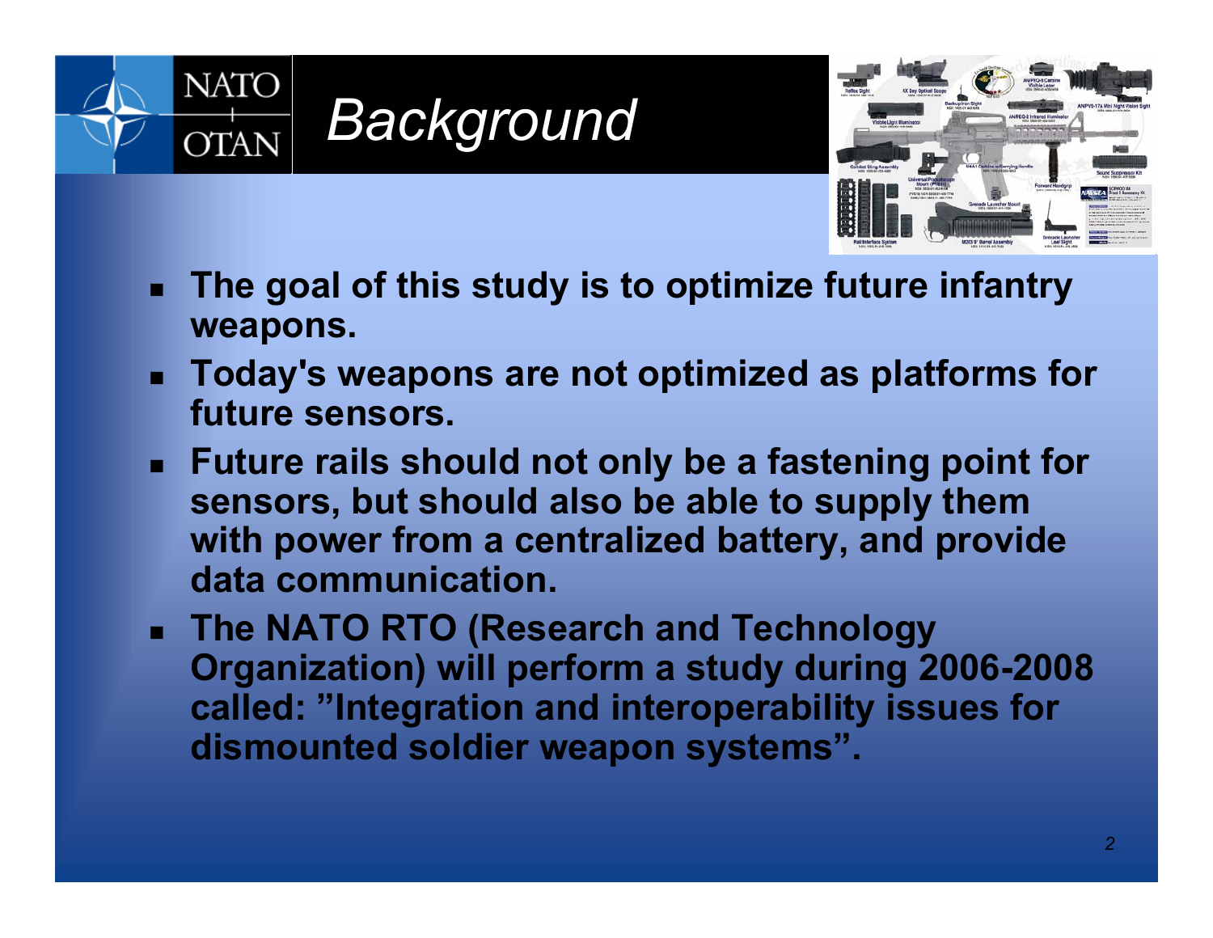# Background

- **The goal of this study is to optimize future infantry weapons.**
- **Today's weapons are not optimized as platforms for future sensors.**
- **Future rails should not only be a fastening point for sensors, but should also be able to supply them with power from a centralized battery, and provide data communication.**
- **The NATO RTO (Research and Technology Organization) will perform a study during 2006-2008 called: ”Integration and interoperability issues for dismounted soldier weapon systems”.**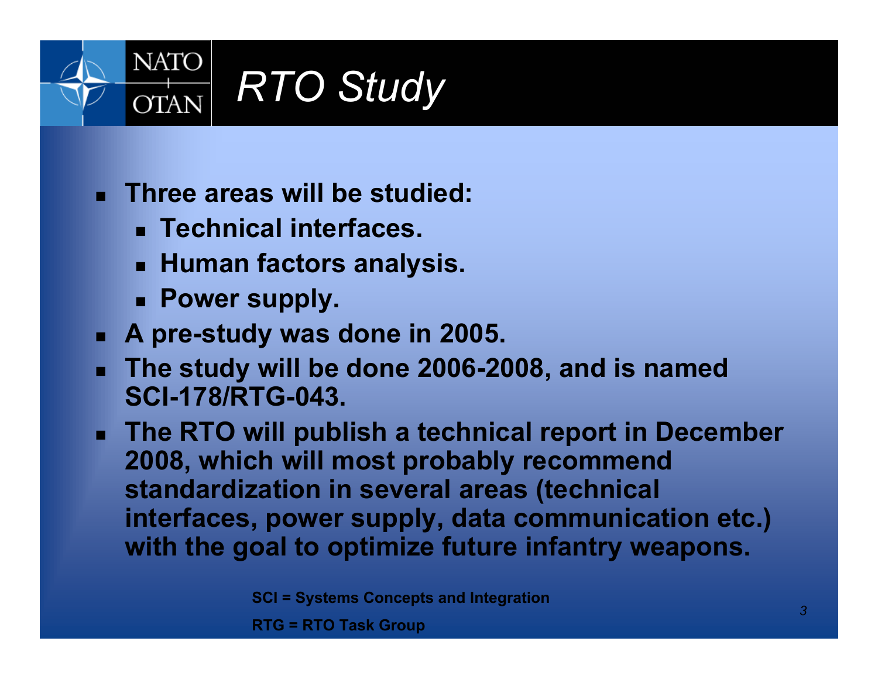# RTO Study

- **Three areas will be studied:**
  - **Technical interfaces.**
  - **Human factors analysis.**
  - **Power supply.**
- **A pre-study was done in 2005.**
- **The study will be done 2006-2008, and is named SCI-178/RTG-043.**
- **The RTO will publish a technical report in December 2008, which will most probably recommend standardization in several areas (technical interfaces, power supply, data communication etc.) with the goal to optimize future infantry weapons.**

**SCI = Systems Concepts and Integration**

**RTG = RTO Task Group**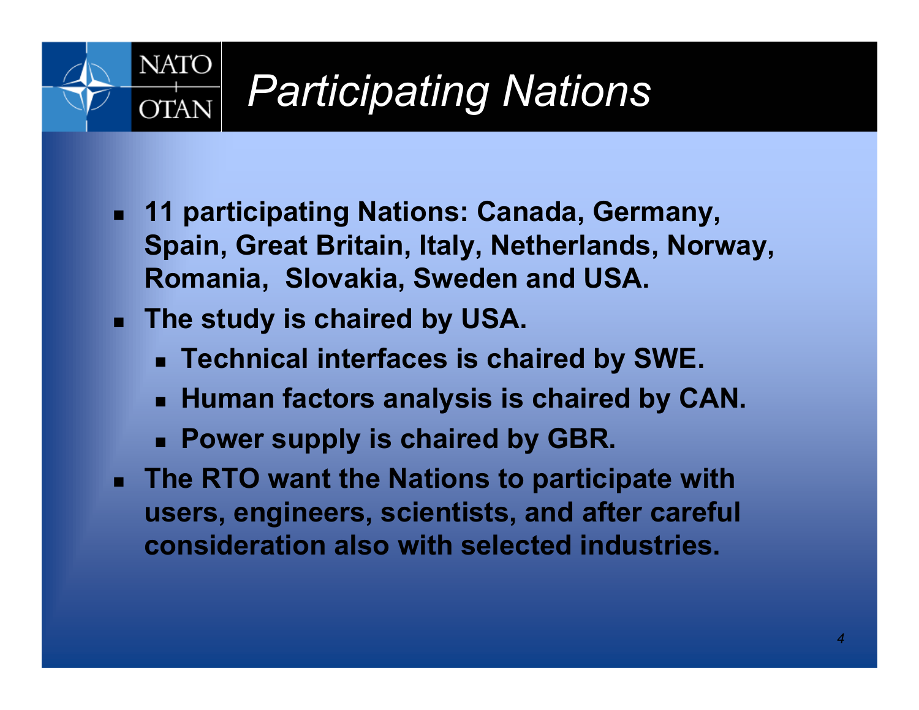# *Participating Nations*

- **11 participating Nations: Canada, Germany, Spain, Great Britain, Italy, Netherlands, Norway, Romania, Slovakia, Sweden and USA.**
- **The study is chaired by USA.**
  - **Technical interfaces is chaired by SWE.**
  - **Human factors analysis is chaired by CAN.**
  - **Power supply is chaired by GBR.**
- **The RTO want the Nations to participate with users, engineers, scientists, and after careful consideration also with selected industries.**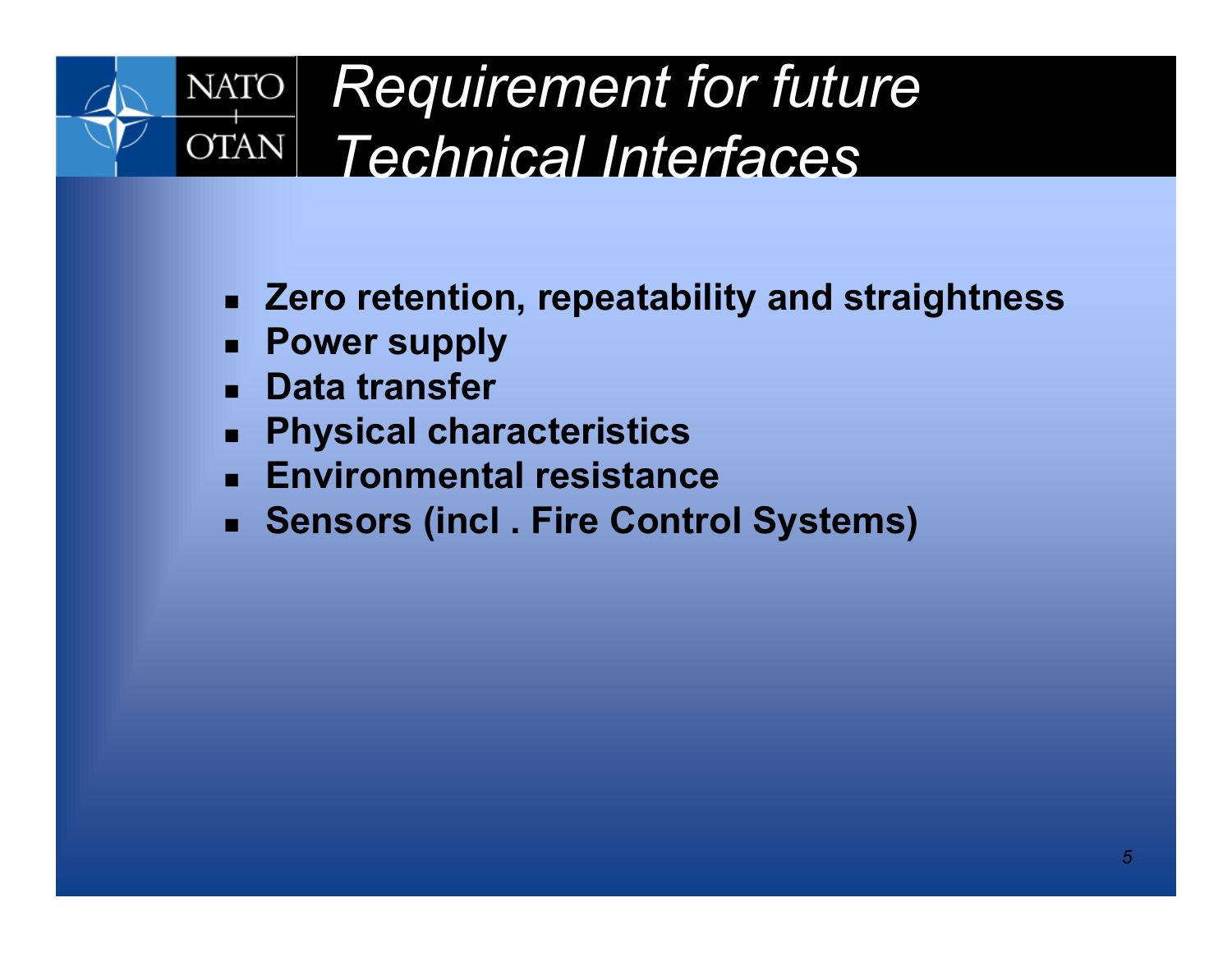# *Requirement for future Technical Interfaces*

- **Zero retention, repeatability and straightness**
- **Power supply**
- **Data transfer**
- **Physical characteristics**
- **Environmental resistance**
- **Sensors (incl . Fire Control Systems)**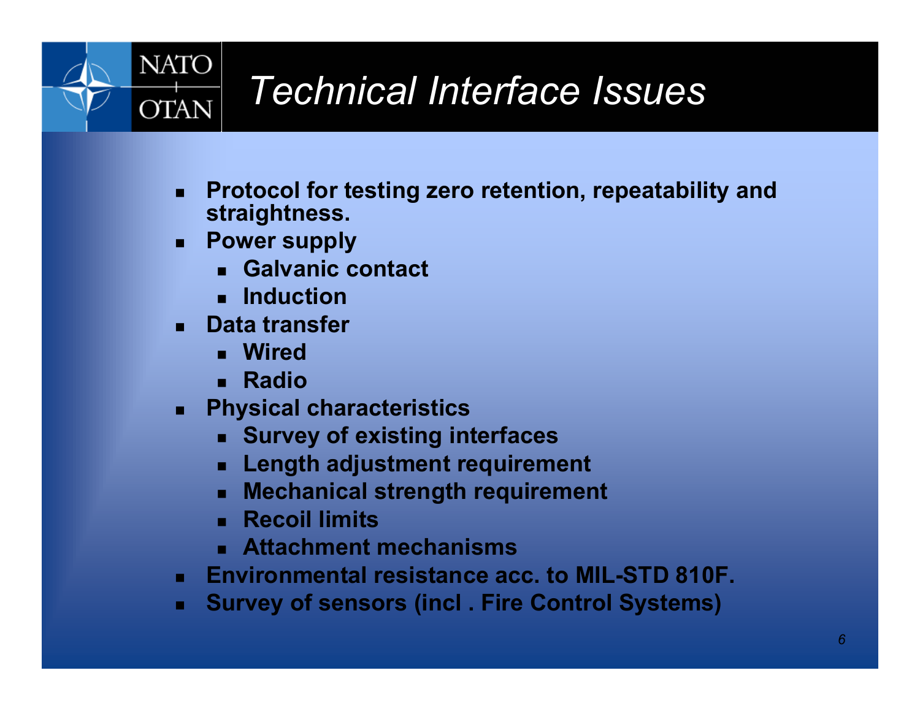# Technical Interface Issues

- **Protocol for testing zero retention, repeatability and straightness.**
- **Power supply**
  - **Galvanic contact**
  - **Induction**
- **Data transfer**
  - **Wired**
  - **Radio**
- **Physical characteristics**
  - **Survey of existing interfaces**
  - **Length adjustment requirement**
  - **Mechanical strength requirement**
  - **Recoil limits**
  - **Attachment mechanisms**
- **Environmental resistance acc. to MIL-STD 810F.**
- **Survey of sensors (incl . Fire Control Systems)**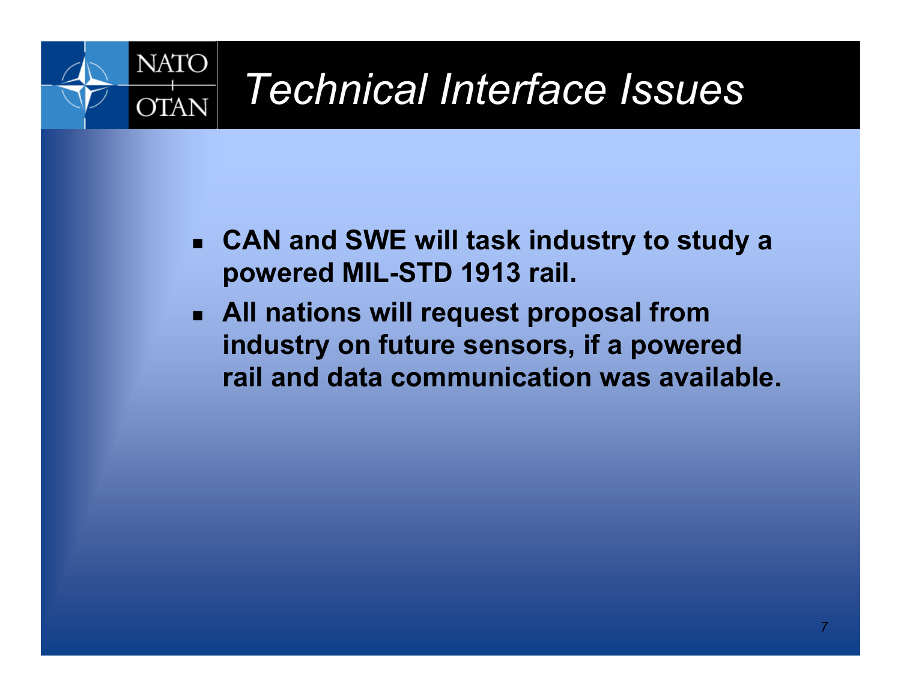# *Technical Interface Issues*

- **CAN and SWE will task industry to study a powered MIL-STD 1913 rail.**
- **All nations will request proposal from industry on future sensors, if a powered rail and data communication was available.**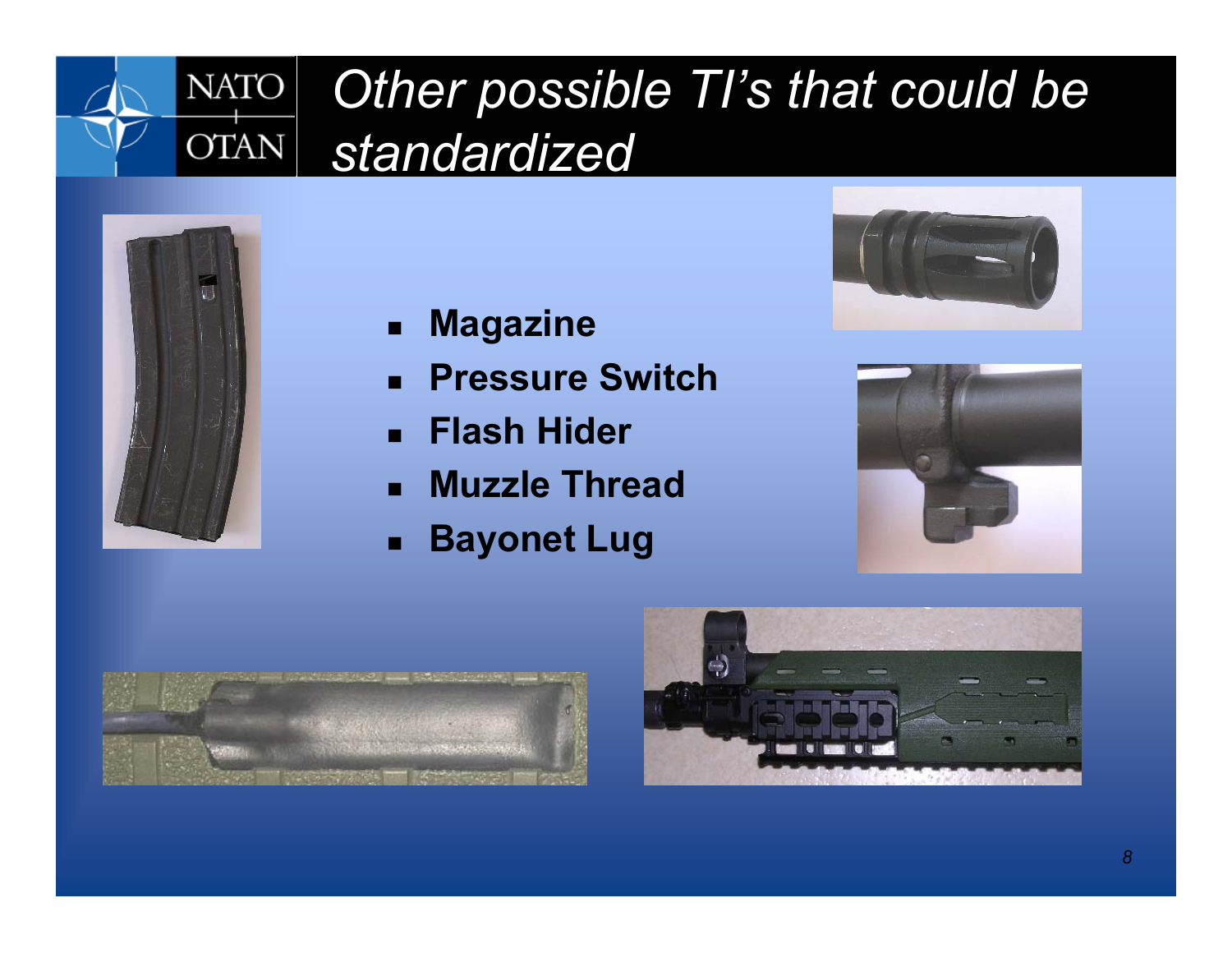# Other possible TI's that could be standardized

- **Magazine**
- **Pressure Switch**
- **Flash Hider**
- **Muzzle Thread**
- **Bayonet Lug**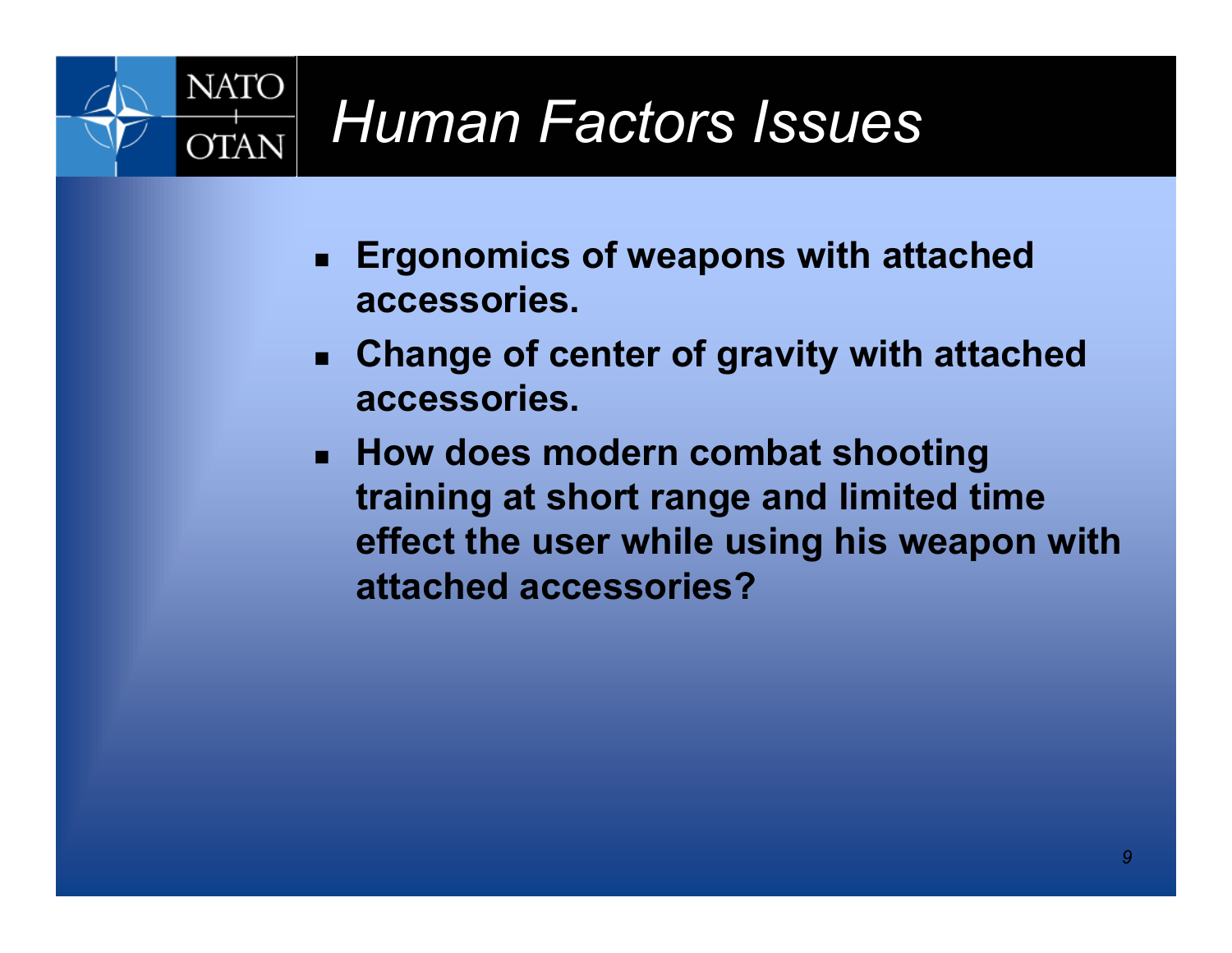# Human Factors Issues

- **Ergonomics of weapons with attached accessories.**
- **Change of center of gravity with attached accessories.**
- **How does modern combat shooting training at short range and limited time effect the user while using his weapon with attached accessories?**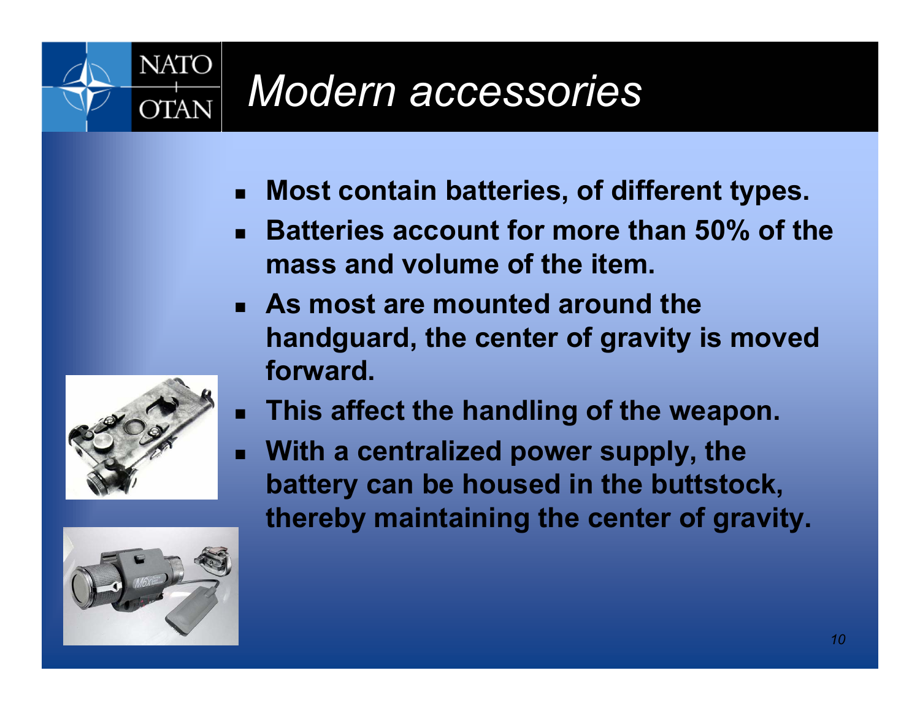# Modern accessories

- **Most contain batteries, of different types.**
- **Batteries account for more than 50% of the mass and volume of the item.**
- **As most are mounted around the handguard, the center of gravity is moved forward.**
- **This affect the handling of the weapon.**
- **With a centralized power supply, the battery can be housed in the buttstock, thereby maintaining the center of gravity.**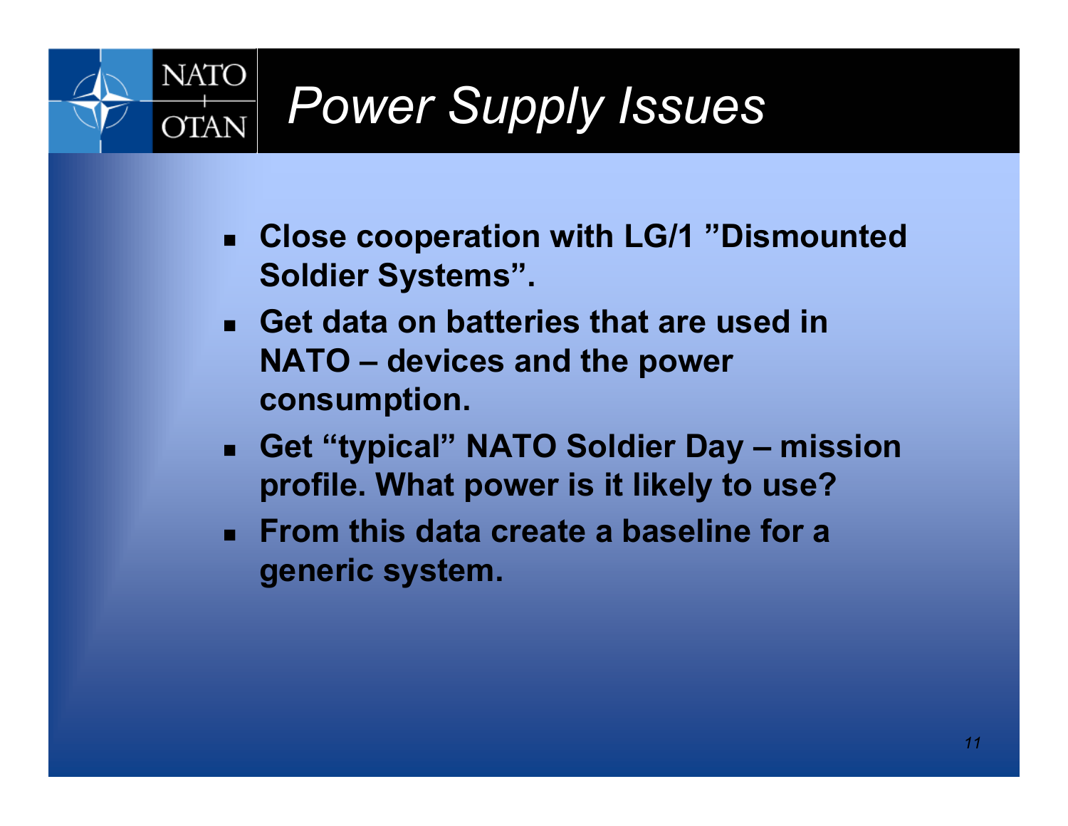# *Power Supply Issues*

- **Close cooperation with LG/1 ”Dismounted Soldier Systems”.**
- **Get data on batteries that are used in NATO – devices and the power consumption.**
- **Get “typical” NATO Soldier Day – mission profile. What power is it likely to use?**
- **From this data create a baseline for a generic system.**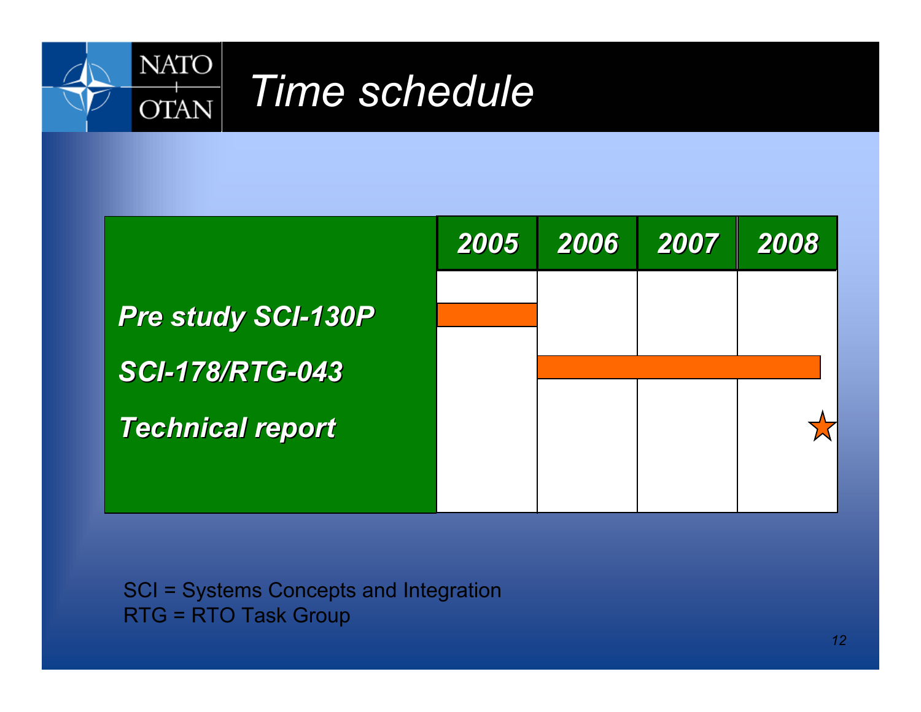# Time schedule

| | 2005 | 2006 | 2007 | 2008 |
|---|---|---|---|---|
| *Pre study SCI-130P* | ■ | | | |
| *SCI-178/RTG-043* | | ■ | ■ | ■ |
| *Technical report* | | | | ★ |

SCI = Systems Concepts and Integration
RTG = RTO Task Group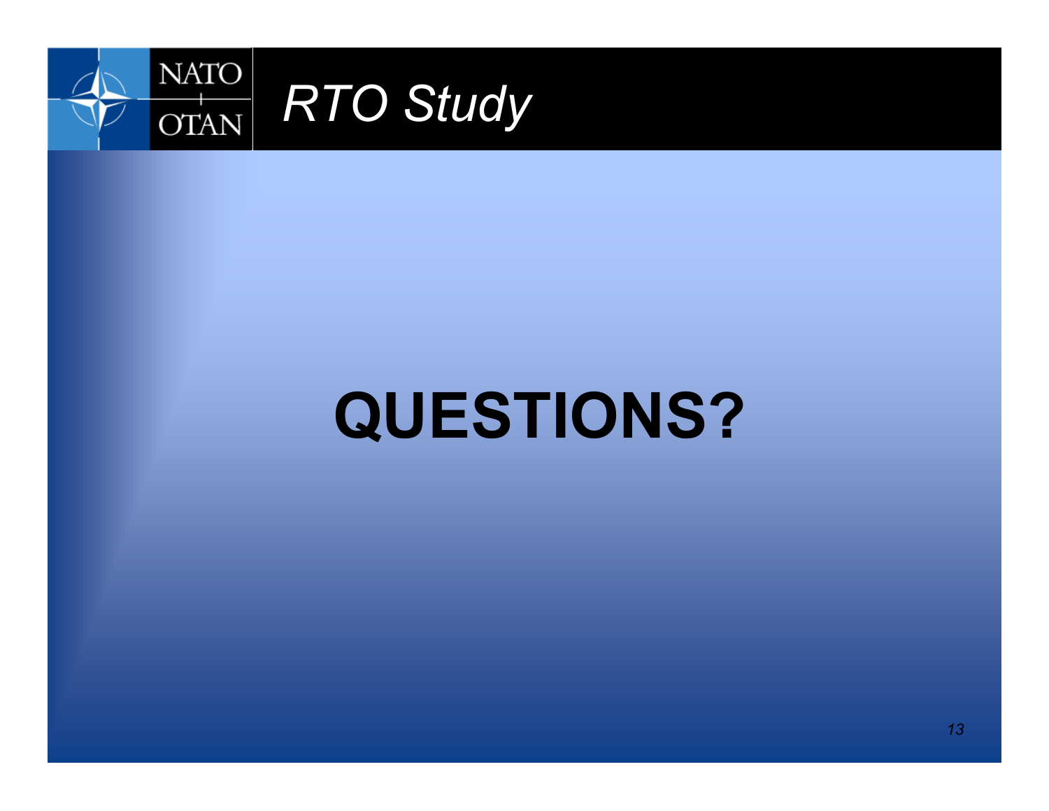# RTO Study

# QUESTIONS?